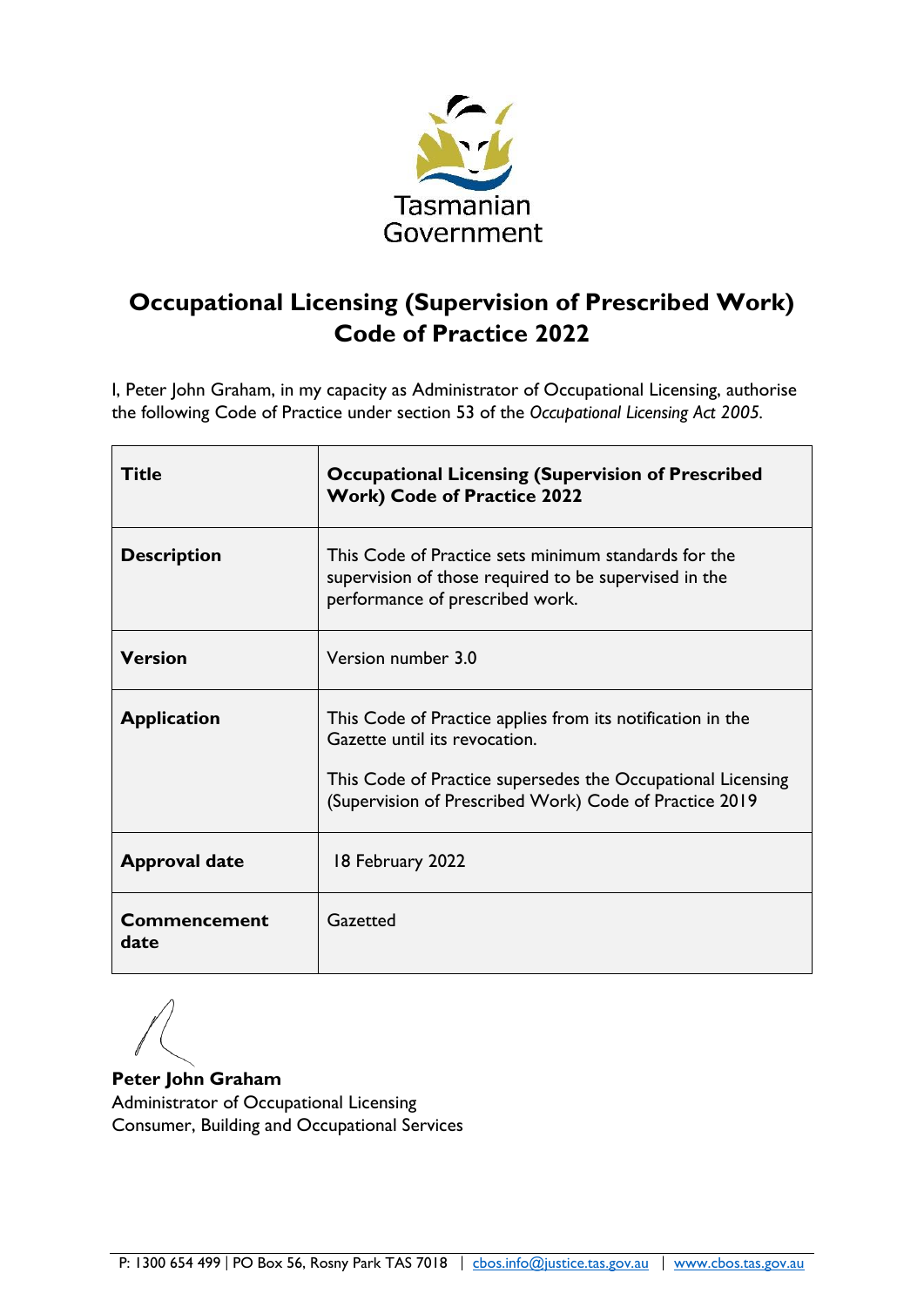Tasmanian Government

# Occupational Licensing (Supervision of Prescribed Work) Code of Practice 2022

I, Peter John Graham, in my capacity as Administrator of Occupational Licensing, authorise the following Code of Practice under section 53 of the *Occupational Licensing Act 2005*.

| | |
|---|---|
| **Title** | **Occupational Licensing (Supervision of Prescribed Work) Code of Practice 2022** |
| **Description** | This Code of Practice sets minimum standards for the supervision of those required to be supervised in the performance of prescribed work. |
| **Version** | Version number 3.0 |
| **Application** | This Code of Practice applies from its notification in the Gazette until its revocation.<br><br>This Code of Practice supersedes the Occupational Licensing (Supervision of Prescribed Work) Code of Practice 2019 |
| **Approval date** | 18 February 2022 |
| **Commencement date** | Gazetted |

**Peter John Graham**
Administrator of Occupational Licensing
Consumer, Building and Occupational Services

P: 1300 654 499 | PO Box 56, Rosny Park TAS 7018 | cbos.info@justice.tas.gov.au | www.cbos.tas.gov.au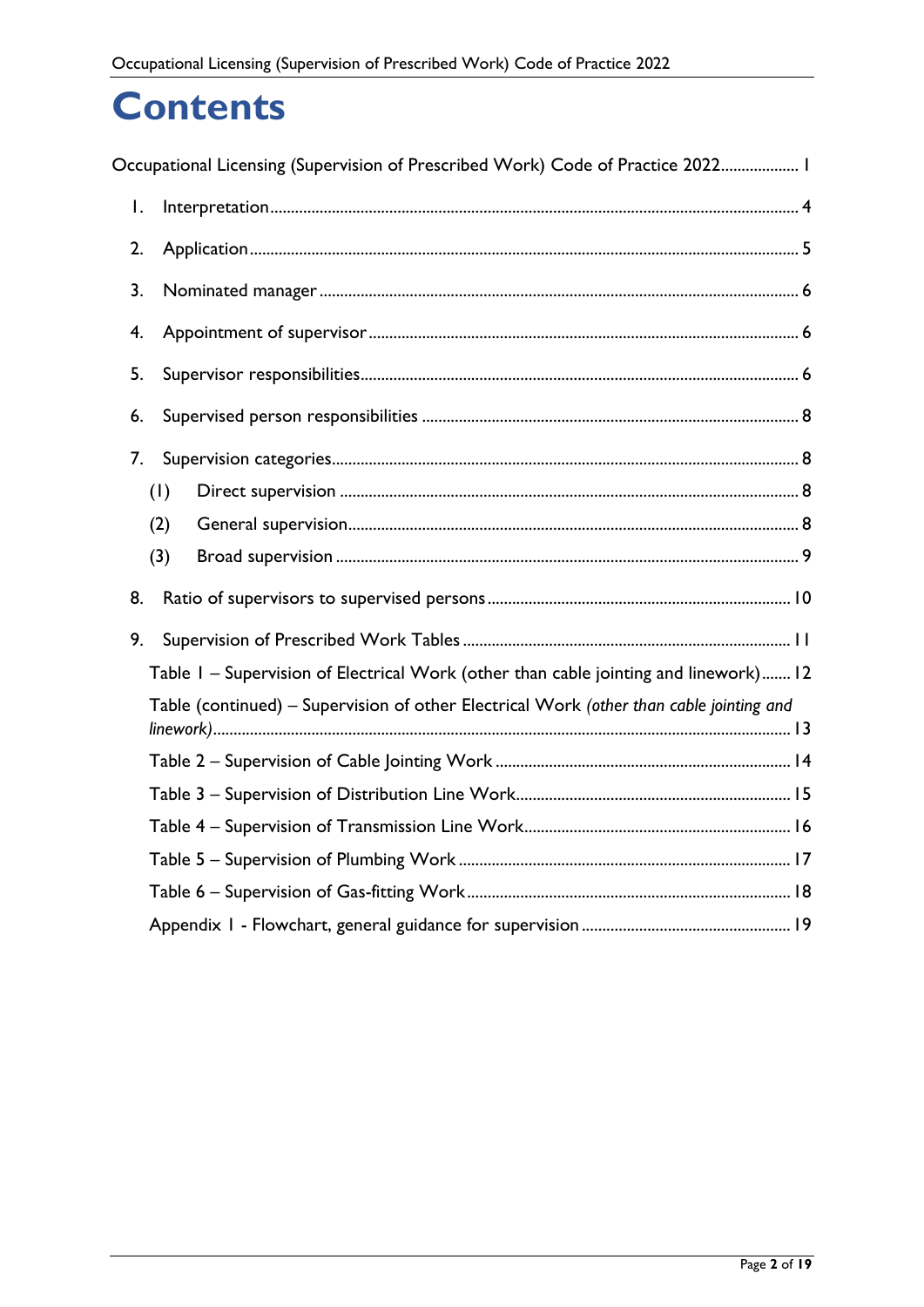# Contents

Occupational Licensing (Supervision of Prescribed Work) Code of Practice 2022 ................... 1

1. Interpretation ................................................................................................................ 4
2. Application .................................................................................................................... 5
3. Nominated manager ..................................................................................................... 6
4. Appointment of supervisor ........................................................................................... 6
5. Supervisor responsibilities ............................................................................................ 6
6. Supervised person responsibilities ............................................................................... 8
7. Supervision categories ................................................................................................. 8
   - (1) Direct supervision ................................................................................................ 8
   - (2) General supervision .............................................................................................. 8
   - (3) Broad supervision ................................................................................................. 9
8. Ratio of supervisors to supervised persons ................................................................. 10
9. Supervision of Prescribed Work Tables ....................................................................... 11
   - Table 1 – Supervision of Electrical Work (other than cable jointing and linework) ....... 12
   - Table (continued) – Supervision of other Electrical Work *(other than cable jointing and linework)* ........................................................................................................... 13
   - Table 2 – Supervision of Cable Jointing Work ....................................................... 14
   - Table 3 – Supervision of Distribution Line Work ..................................................... 15
   - Table 4 – Supervision of Transmission Line Work .................................................. 16
   - Table 5 – Supervision of Plumbing Work ................................................................ 17
   - Table 6 – Supervision of Gas-fitting Work ............................................................... 18
   - Appendix 1 - Flowchart, general guidance for supervision ...................................... 19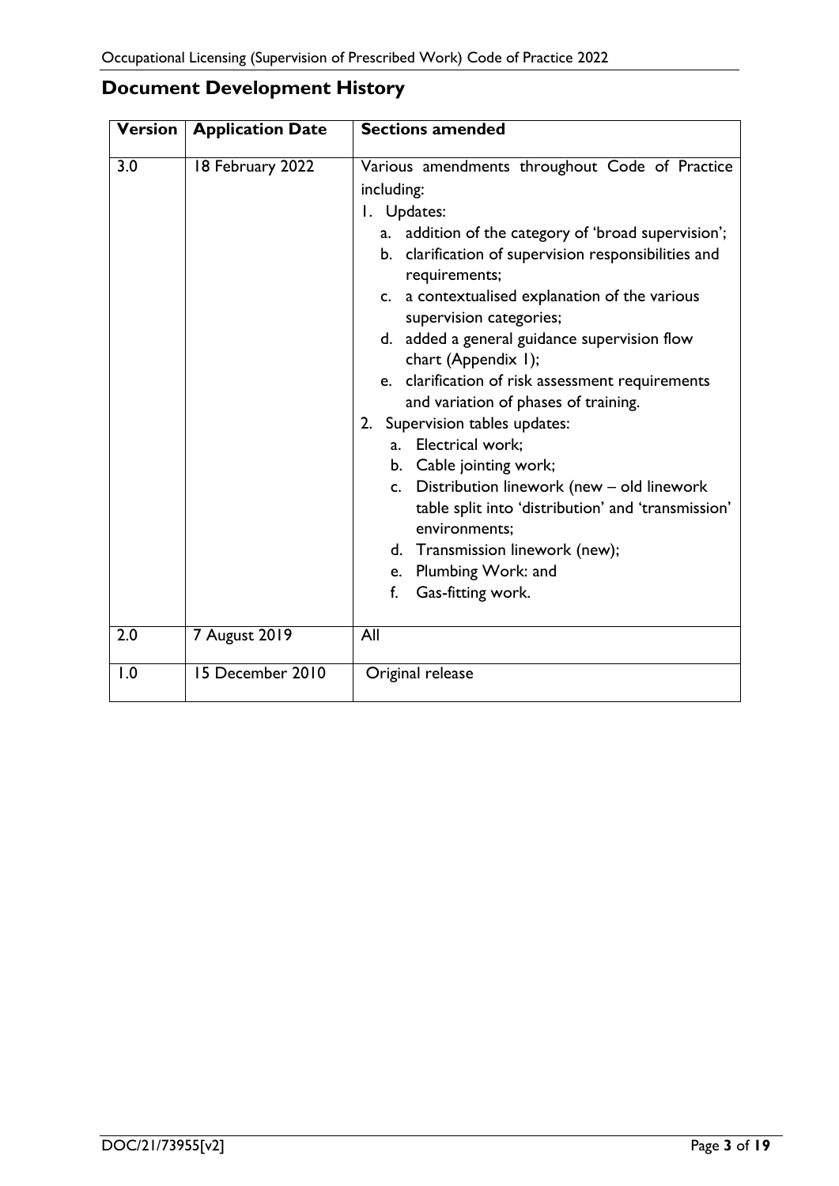## Document Development History

| Version | Application Date | Sections amended |
|---|---|---|
| 3.0 | 18 February 2022 | Various amendments throughout Code of Practice including:<br>1. Updates:<br>a. addition of the category of 'broad supervision';<br>b. clarification of supervision responsibilities and requirements;<br>c. a contextualised explanation of the various supervision categories;<br>d. added a general guidance supervision flow chart (Appendix 1);<br>e. clarification of risk assessment requirements and variation of phases of training.<br>2. Supervision tables updates:<br>a. Electrical work;<br>b. Cable jointing work;<br>c. Distribution linework (new – old linework table split into 'distribution' and 'transmission' environments;<br>d. Transmission linework (new);<br>e. Plumbing Work: and<br>f. Gas-fitting work. |
| 2.0 | 7 August 2019 | All |
| 1.0 | 15 December 2010 | Original release |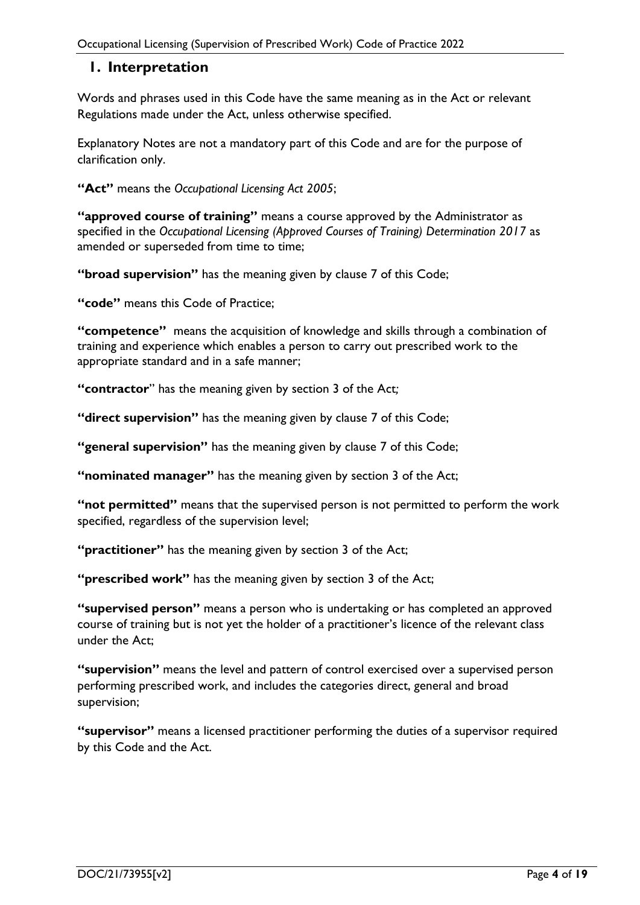## 1. Interpretation

Words and phrases used in this Code have the same meaning as in the Act or relevant Regulations made under the Act, unless otherwise specified.

Explanatory Notes are not a mandatory part of this Code and are for the purpose of clarification only.

**"Act"** means the *Occupational Licensing Act 2005*;

**"approved course of training"** means a course approved by the Administrator as specified in the *Occupational Licensing (Approved Courses of Training) Determination 2017* as amended or superseded from time to time;

**"broad supervision"** has the meaning given by clause 7 of this Code;

**"code"** means this Code of Practice;

**"competence"** means the acquisition of knowledge and skills through a combination of training and experience which enables a person to carry out prescribed work to the appropriate standard and in a safe manner;

**"contractor"** has the meaning given by section 3 of the Act;

**"direct supervision"** has the meaning given by clause 7 of this Code;

**"general supervision"** has the meaning given by clause 7 of this Code;

**"nominated manager"** has the meaning given by section 3 of the Act;

**"not permitted"** means that the supervised person is not permitted to perform the work specified, regardless of the supervision level;

**"practitioner"** has the meaning given by section 3 of the Act;

**"prescribed work"** has the meaning given by section 3 of the Act;

**"supervised person"** means a person who is undertaking or has completed an approved course of training but is not yet the holder of a practitioner's licence of the relevant class under the Act;

**"supervision"** means the level and pattern of control exercised over a supervised person performing prescribed work, and includes the categories direct, general and broad supervision;

**"supervisor"** means a licensed practitioner performing the duties of a supervisor required by this Code and the Act.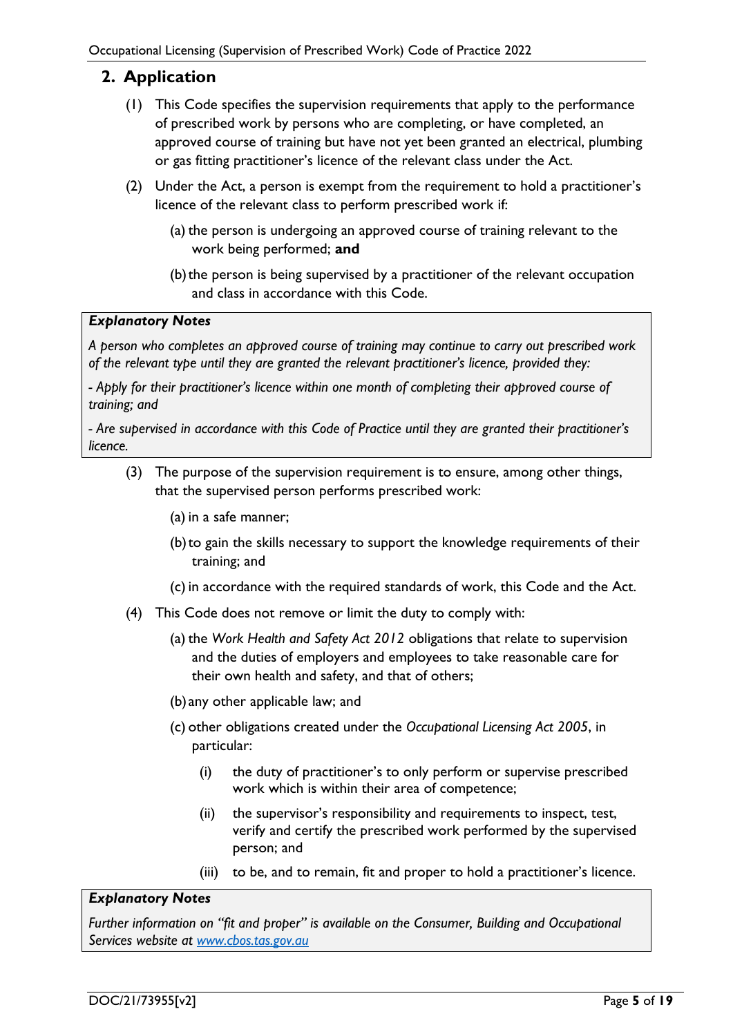## 2. Application

(1) This Code specifies the supervision requirements that apply to the performance of prescribed work by persons who are completing, or have completed, an approved course of training but have not yet been granted an electrical, plumbing or gas fitting practitioner's licence of the relevant class under the Act.

(2) Under the Act, a person is exempt from the requirement to hold a practitioner's licence of the relevant class to perform prescribed work if:

(a) the person is undergoing an approved course of training relevant to the work being performed; **and**

(b) the person is being supervised by a practitioner of the relevant occupation and class in accordance with this Code.

> ***Explanatory Notes***
>
> *A person who completes an approved course of training may continue to carry out prescribed work of the relevant type until they are granted the relevant practitioner's licence, provided they:*
>
> *- Apply for their practitioner's licence within one month of completing their approved course of training; and*
>
> *- Are supervised in accordance with this Code of Practice until they are granted their practitioner's licence.*

(3) The purpose of the supervision requirement is to ensure, among other things, that the supervised person performs prescribed work:

(a) in a safe manner;

(b) to gain the skills necessary to support the knowledge requirements of their training; and

(c) in accordance with the required standards of work, this Code and the Act.

(4) This Code does not remove or limit the duty to comply with:

(a) the *Work Health and Safety Act 2012* obligations that relate to supervision and the duties of employers and employees to take reasonable care for their own health and safety, and that of others;

(b) any other applicable law; and

(c) other obligations created under the *Occupational Licensing Act 2005*, in particular:

(i) the duty of practitioner's to only perform or supervise prescribed work which is within their area of competence;

(ii) the supervisor's responsibility and requirements to inspect, test, verify and certify the prescribed work performed by the supervised person; and

(iii) to be, and to remain, fit and proper to hold a practitioner's licence.

> ***Explanatory Notes***
>
> *Further information on "fit and proper" is available on the Consumer, Building and Occupational Services website at [www.cbos.tas.gov.au](http://www.cbos.tas.gov.au)*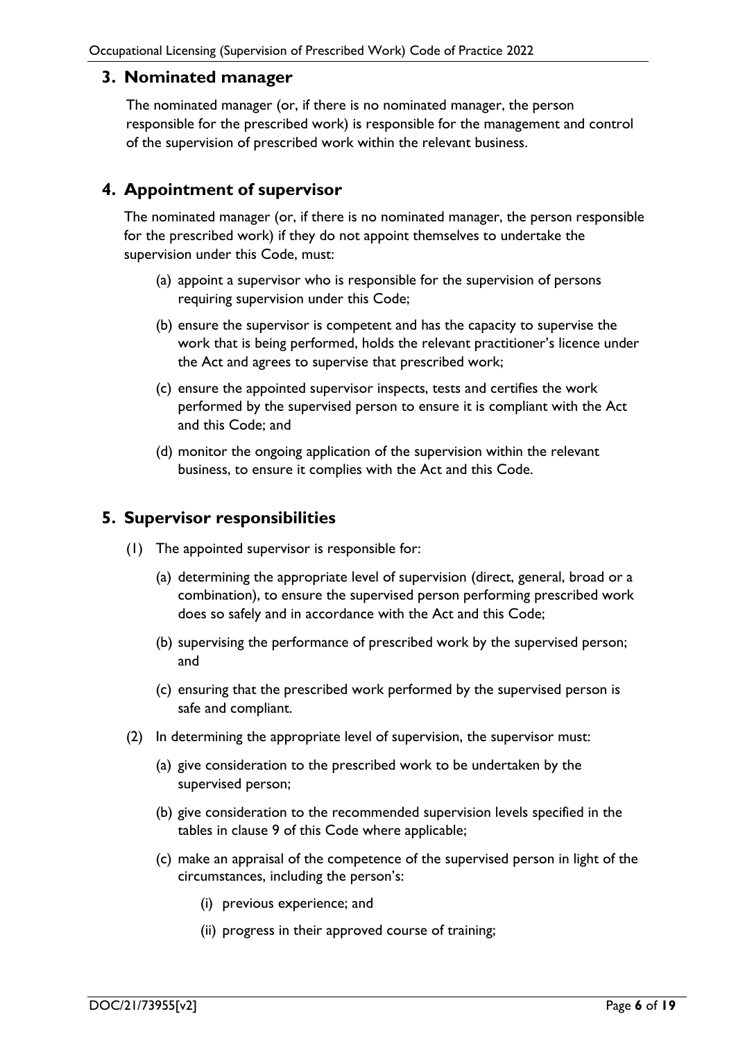## 3. Nominated manager

The nominated manager (or, if there is no nominated manager, the person responsible for the prescribed work) is responsible for the management and control of the supervision of prescribed work within the relevant business.

## 4. Appointment of supervisor

The nominated manager (or, if there is no nominated manager, the person responsible for the prescribed work) if they do not appoint themselves to undertake the supervision under this Code, must:

(a) appoint a supervisor who is responsible for the supervision of persons requiring supervision under this Code;

(b) ensure the supervisor is competent and has the capacity to supervise the work that is being performed, holds the relevant practitioner's licence under the Act and agrees to supervise that prescribed work;

(c) ensure the appointed supervisor inspects, tests and certifies the work performed by the supervised person to ensure it is compliant with the Act and this Code; and

(d) monitor the ongoing application of the supervision within the relevant business, to ensure it complies with the Act and this Code.

## 5. Supervisor responsibilities

(1) The appointed supervisor is responsible for:

(a) determining the appropriate level of supervision (direct, general, broad or a combination), to ensure the supervised person performing prescribed work does so safely and in accordance with the Act and this Code;

(b) supervising the performance of prescribed work by the supervised person; and

(c) ensuring that the prescribed work performed by the supervised person is safe and compliant.

(2) In determining the appropriate level of supervision, the supervisor must:

(a) give consideration to the prescribed work to be undertaken by the supervised person;

(b) give consideration to the recommended supervision levels specified in the tables in clause 9 of this Code where applicable;

(c) make an appraisal of the competence of the supervised person in light of the circumstances, including the person's:

(i) previous experience; and

(ii) progress in their approved course of training;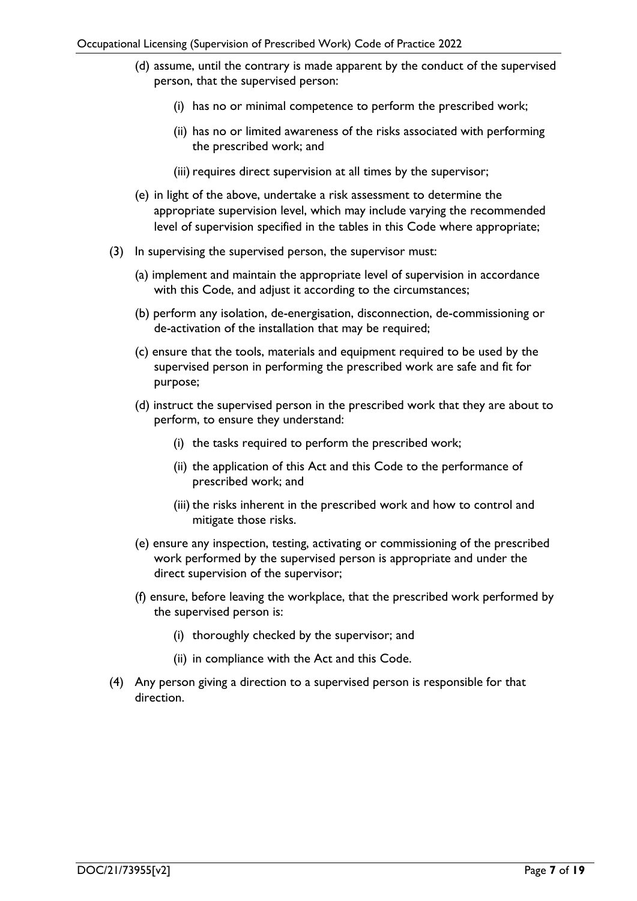(d) assume, until the contrary is made apparent by the conduct of the supervised person, that the supervised person:

   (i) has no or minimal competence to perform the prescribed work;

   (ii) has no or limited awareness of the risks associated with performing the prescribed work; and

   (iii) requires direct supervision at all times by the supervisor;

(e) in light of the above, undertake a risk assessment to determine the appropriate supervision level, which may include varying the recommended level of supervision specified in the tables in this Code where appropriate;

(3) In supervising the supervised person, the supervisor must:

(a) implement and maintain the appropriate level of supervision in accordance with this Code, and adjust it according to the circumstances;

(b) perform any isolation, de-energisation, disconnection, de-commissioning or de-activation of the installation that may be required;

(c) ensure that the tools, materials and equipment required to be used by the supervised person in performing the prescribed work are safe and fit for purpose;

(d) instruct the supervised person in the prescribed work that they are about to perform, to ensure they understand:

   (i) the tasks required to perform the prescribed work;

   (ii) the application of this Act and this Code to the performance of prescribed work; and

   (iii) the risks inherent in the prescribed work and how to control and mitigate those risks.

(e) ensure any inspection, testing, activating or commissioning of the prescribed work performed by the supervised person is appropriate and under the direct supervision of the supervisor;

(f) ensure, before leaving the workplace, that the prescribed work performed by the supervised person is:

   (i) thoroughly checked by the supervisor; and

   (ii) in compliance with the Act and this Code.

(4) Any person giving a direction to a supervised person is responsible for that direction.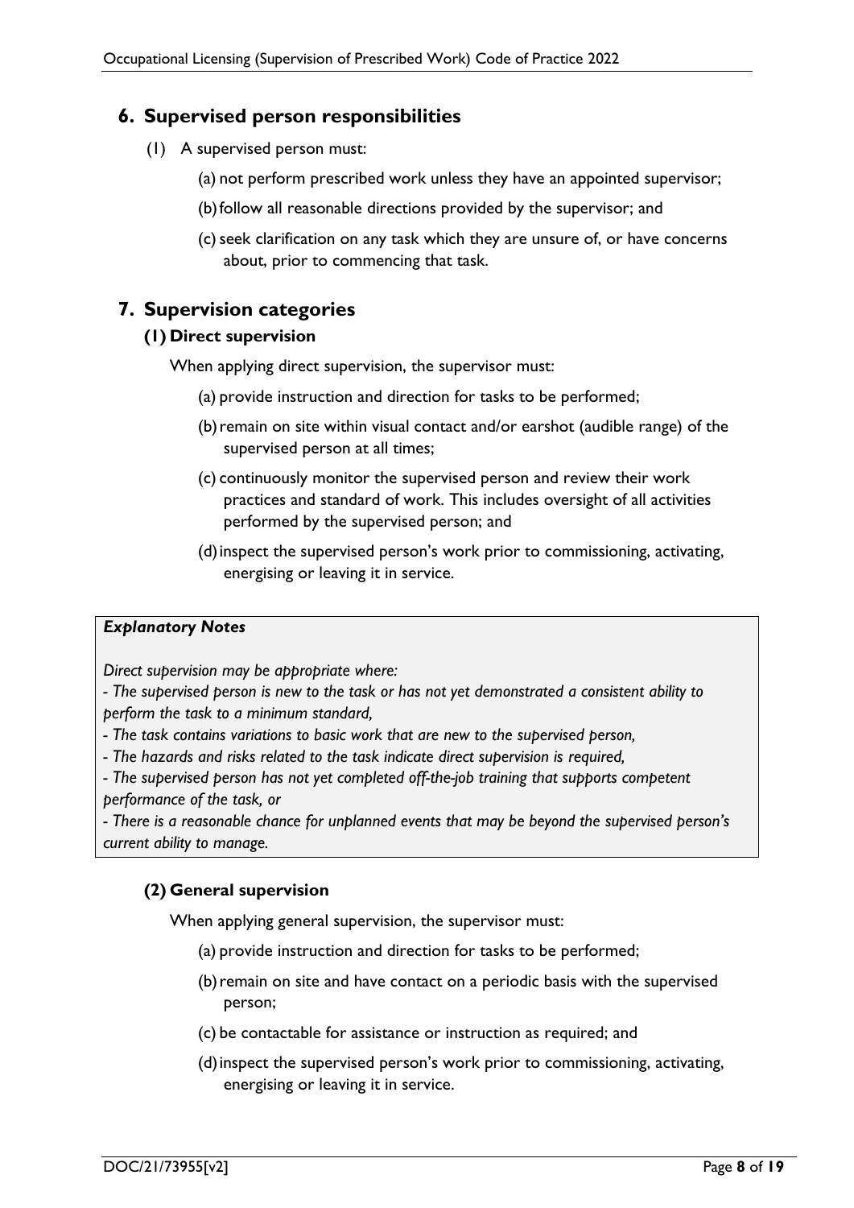## 6. Supervised person responsibilities

(1) A supervised person must:

(a) not perform prescribed work unless they have an appointed supervisor;

(b) follow all reasonable directions provided by the supervisor; and

(c) seek clarification on any task which they are unsure of, or have concerns about, prior to commencing that task.

## 7. Supervision categories

### (1) Direct supervision

When applying direct supervision, the supervisor must:

(a) provide instruction and direction for tasks to be performed;

(b) remain on site within visual contact and/or earshot (audible range) of the supervised person at all times;

(c) continuously monitor the supervised person and review their work practices and standard of work. This includes oversight of all activities performed by the supervised person; and

(d) inspect the supervised person's work prior to commissioning, activating, energising or leaving it in service.

> ***Explanatory Notes***
>
> *Direct supervision may be appropriate where:*
>
> *- The supervised person is new to the task or has not yet demonstrated a consistent ability to perform the task to a minimum standard,*
>
> *- The task contains variations to basic work that are new to the supervised person,*
>
> *- The hazards and risks related to the task indicate direct supervision is required,*
>
> *- The supervised person has not yet completed off-the-job training that supports competent performance of the task, or*
>
> *- There is a reasonable chance for unplanned events that may be beyond the supervised person's current ability to manage.*

### (2) General supervision

When applying general supervision, the supervisor must:

(a) provide instruction and direction for tasks to be performed;

(b) remain on site and have contact on a periodic basis with the supervised person;

(c) be contactable for assistance or instruction as required; and

(d) inspect the supervised person's work prior to commissioning, activating, energising or leaving it in service.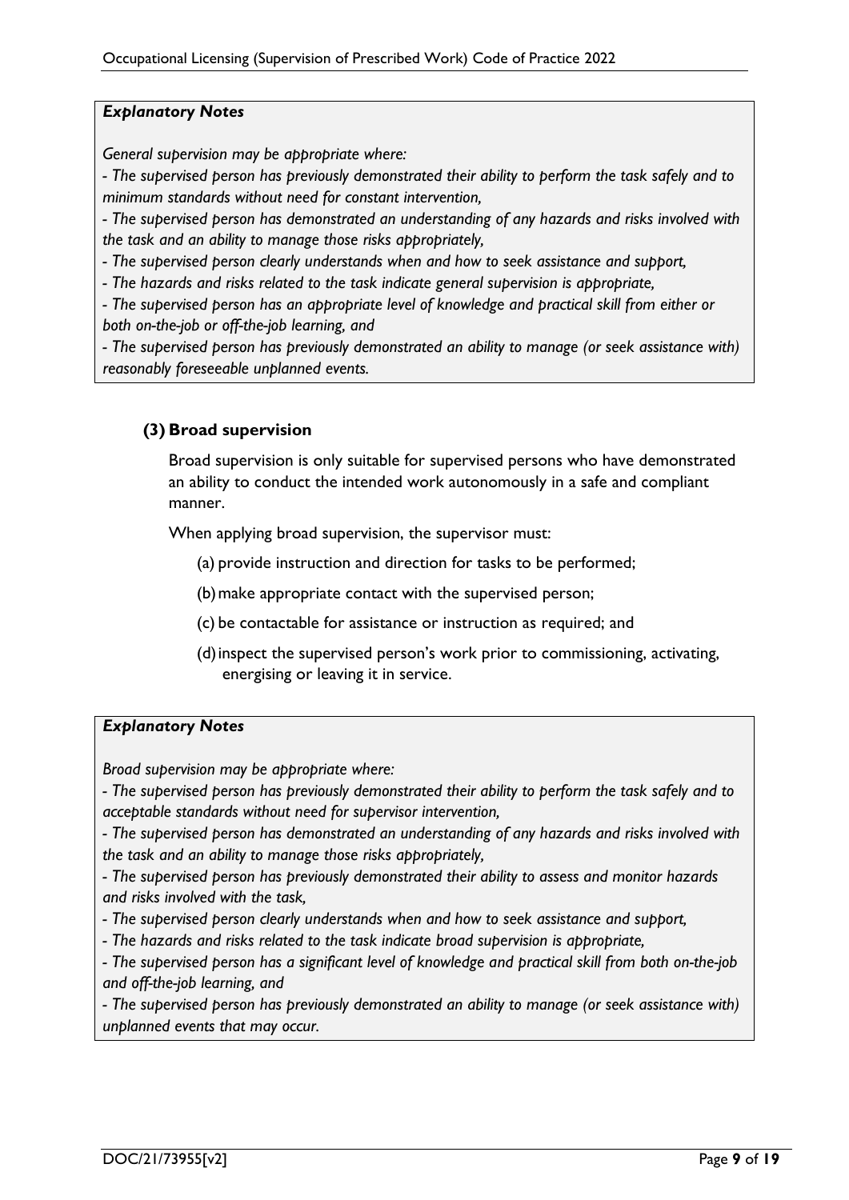***Explanatory Notes***

*General supervision may be appropriate where:*

*- The supervised person has previously demonstrated their ability to perform the task safely and to minimum standards without need for constant intervention,*

*- The supervised person has demonstrated an understanding of any hazards and risks involved with the task and an ability to manage those risks appropriately,*

*- The supervised person clearly understands when and how to seek assistance and support,*

*- The hazards and risks related to the task indicate general supervision is appropriate,*

*- The supervised person has an appropriate level of knowledge and practical skill from either or both on-the-job or off-the-job learning, and*

*- The supervised person has previously demonstrated an ability to manage (or seek assistance with) reasonably foreseeable unplanned events.*

**(3) Broad supervision**

Broad supervision is only suitable for supervised persons who have demonstrated an ability to conduct the intended work autonomously in a safe and compliant manner.

When applying broad supervision, the supervisor must:

(a) provide instruction and direction for tasks to be performed;

(b) make appropriate contact with the supervised person;

(c) be contactable for assistance or instruction as required; and

(d) inspect the supervised person's work prior to commissioning, activating, energising or leaving it in service.

***Explanatory Notes***

*Broad supervision may be appropriate where:*

*- The supervised person has previously demonstrated their ability to perform the task safely and to acceptable standards without need for supervisor intervention,*

*- The supervised person has demonstrated an understanding of any hazards and risks involved with the task and an ability to manage those risks appropriately,*

*- The supervised person has previously demonstrated their ability to assess and monitor hazards and risks involved with the task,*

*- The supervised person clearly understands when and how to seek assistance and support,*

*- The hazards and risks related to the task indicate broad supervision is appropriate,*

*- The supervised person has a significant level of knowledge and practical skill from both on-the-job and off-the-job learning, and*

*- The supervised person has previously demonstrated an ability to manage (or seek assistance with) unplanned events that may occur.*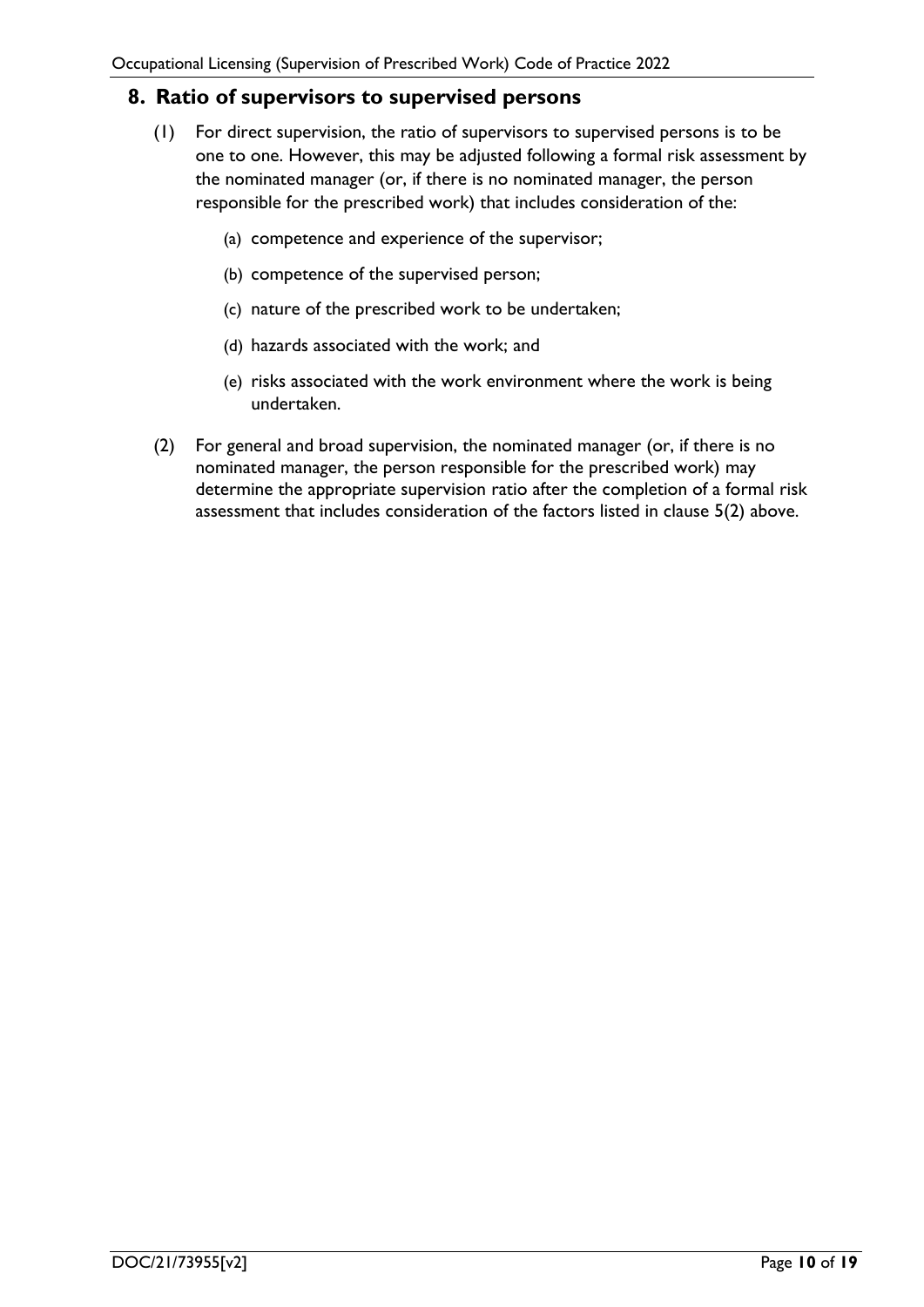## 8. Ratio of supervisors to supervised persons

(1) For direct supervision, the ratio of supervisors to supervised persons is to be one to one. However, this may be adjusted following a formal risk assessment by the nominated manager (or, if there is no nominated manager, the person responsible for the prescribed work) that includes consideration of the:

(a) competence and experience of the supervisor;

(b) competence of the supervised person;

(c) nature of the prescribed work to be undertaken;

(d) hazards associated with the work; and

(e) risks associated with the work environment where the work is being undertaken.

(2) For general and broad supervision, the nominated manager (or, if there is no nominated manager, the person responsible for the prescribed work) may determine the appropriate supervision ratio after the completion of a formal risk assessment that includes consideration of the factors listed in clause 5(2) above.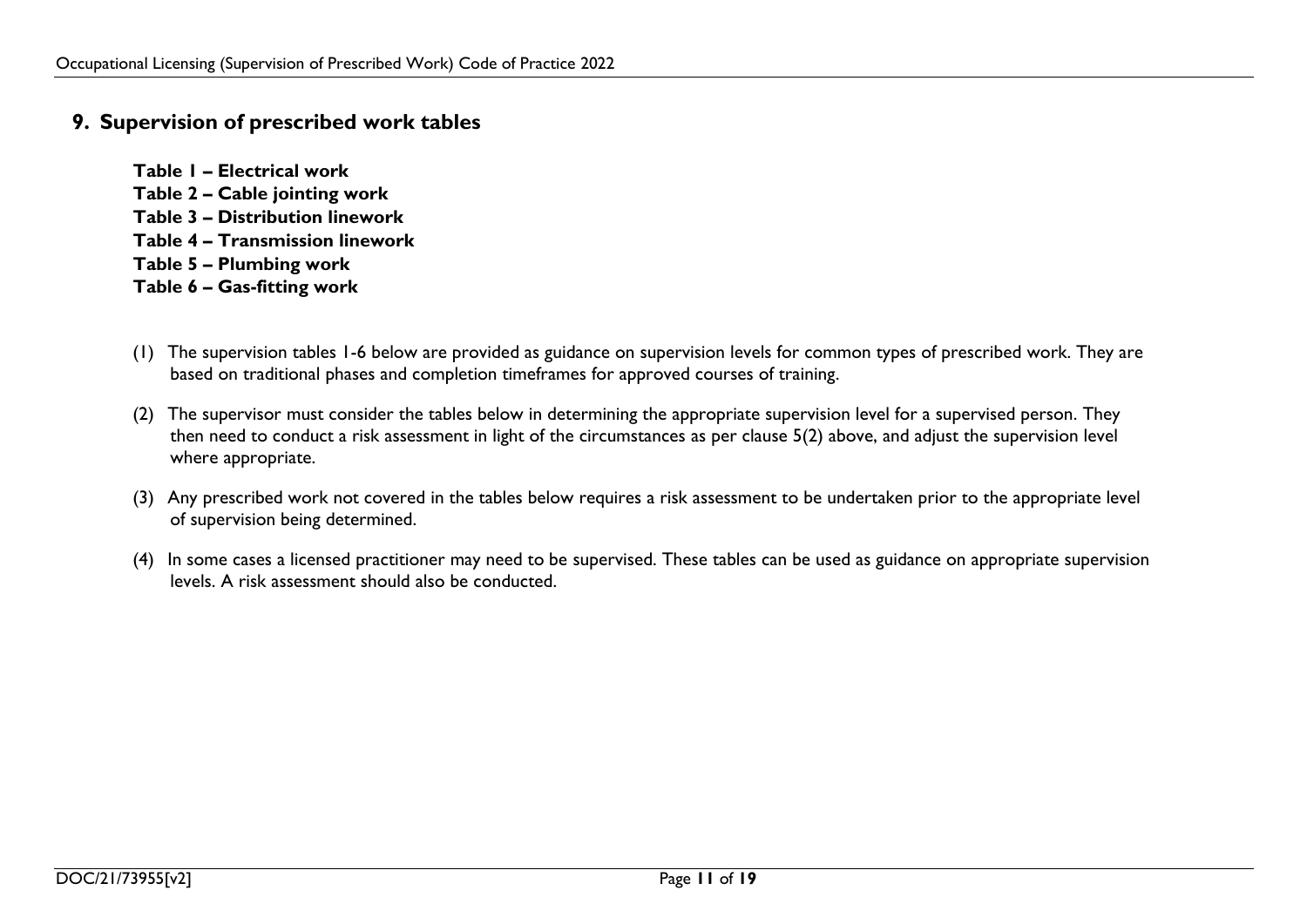## 9. Supervision of prescribed work tables

**Table 1 – Electrical work**
**Table 2 – Cable jointing work**
**Table 3 – Distribution linework**
**Table 4 – Transmission linework**
**Table 5 – Plumbing work**
**Table 6 – Gas-fitting work**

(1) The supervision tables 1-6 below are provided as guidance on supervision levels for common types of prescribed work. They are based on traditional phases and completion timeframes for approved courses of training.

(2) The supervisor must consider the tables below in determining the appropriate supervision level for a supervised person. They then need to conduct a risk assessment in light of the circumstances as per clause 5(2) above, and adjust the supervision level where appropriate.

(3) Any prescribed work not covered in the tables below requires a risk assessment to be undertaken prior to the appropriate level of supervision being determined.

(4) In some cases a licensed practitioner may need to be supervised. These tables can be used as guidance on appropriate supervision levels. A risk assessment should also be conducted.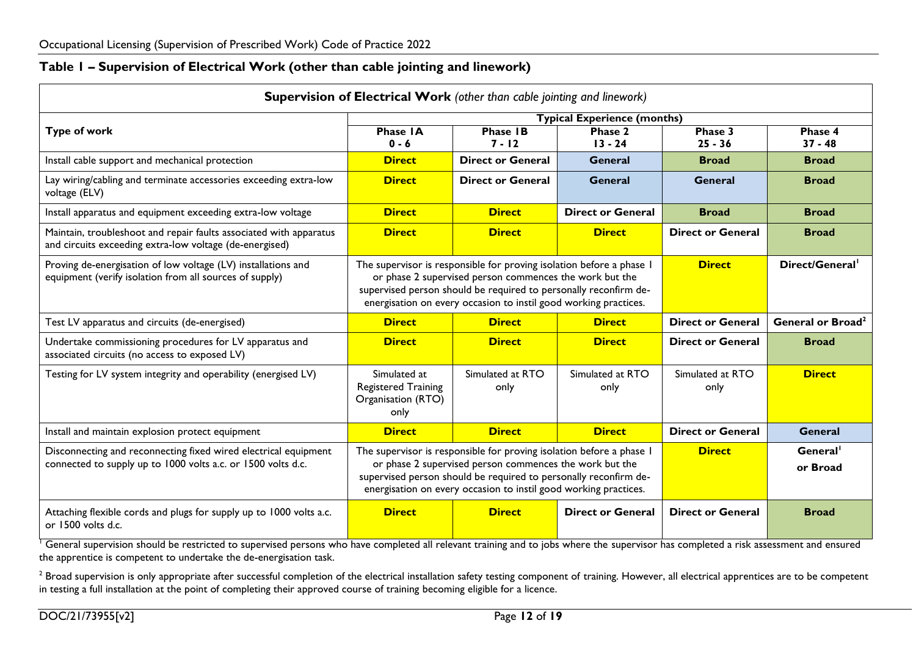## Table 1 – Supervision of Electrical Work (other than cable jointing and linework)

| **Supervision of Electrical Work** *(other than cable jointing and linework)* | | | | | |
|---|---|---|---|---|---|
| **Type of work** | **Typical Experience (months)** | | | | |
| | **Phase 1A 0 - 6** | **Phase 1B 7 - 12** | **Phase 2 13 - 24** | **Phase 3 25 - 36** | **Phase 4 37 - 48** |
| Install cable support and mechanical protection | **Direct** | **Direct or General** | **General** | **Broad** | **Broad** |
| Lay wiring/cabling and terminate accessories exceeding extra-low voltage (ELV) | **Direct** | **Direct or General** | **General** | **General** | **Broad** |
| Install apparatus and equipment exceeding extra-low voltage | **Direct** | **Direct** | **Direct or General** | **Broad** | **Broad** |
| Maintain, troubleshoot and repair faults associated with apparatus and circuits exceeding extra-low voltage (de-energised) | **Direct** | **Direct** | **Direct** | **Direct or General** | **Broad** |
| Proving de-energisation of low voltage (LV) installations and equipment (verify isolation from all sources of supply) | The supervisor is responsible for proving isolation before a phase 1 or phase 2 supervised person commences the work but the supervised person should be required to personally reconfirm de-energisation on every occasion to instil good working practices. | | | **Direct** | **Direct/General**[1] |
| Test LV apparatus and circuits (de-energised) | **Direct** | **Direct** | **Direct** | **Direct or General** | **General or Broad**[2] |
| Undertake commissioning procedures for LV apparatus and associated circuits (no access to exposed LV) | **Direct** | **Direct** | **Direct** | **Direct or General** | **Broad** |
| Testing for LV system integrity and operability (energised LV) | Simulated at Registered Training Organisation (RTO) only | Simulated at RTO only | Simulated at RTO only | Simulated at RTO only | **Direct** |
| Install and maintain explosion protect equipment | **Direct** | **Direct** | **Direct** | **Direct or General** | **General** |
| Disconnecting and reconnecting fixed wired electrical equipment connected to supply up to 1000 volts a.c. or 1500 volts d.c. | The supervisor is responsible for proving isolation before a phase 1 or phase 2 supervised person commences the work but the supervised person should be required to personally reconfirm de-energisation on every occasion to instil good working practices. | | | **Direct** | **General**[1] **or Broad** |
| Attaching flexible cords and plugs for supply up to 1000 volts a.c. or 1500 volts d.c. | **Direct** | **Direct** | **Direct or General** | **Direct or General** | **Broad** |

[1] General supervision should be restricted to supervised persons who have completed all relevant training and to jobs where the supervisor has completed a risk assessment and ensured the apprentice is competent to undertake the de-energisation task.

[2] Broad supervision is only appropriate after successful completion of the electrical installation safety testing component of training. However, all electrical apprentices are to be competent in testing a full installation at the point of completing their approved course of training becoming eligible for a licence.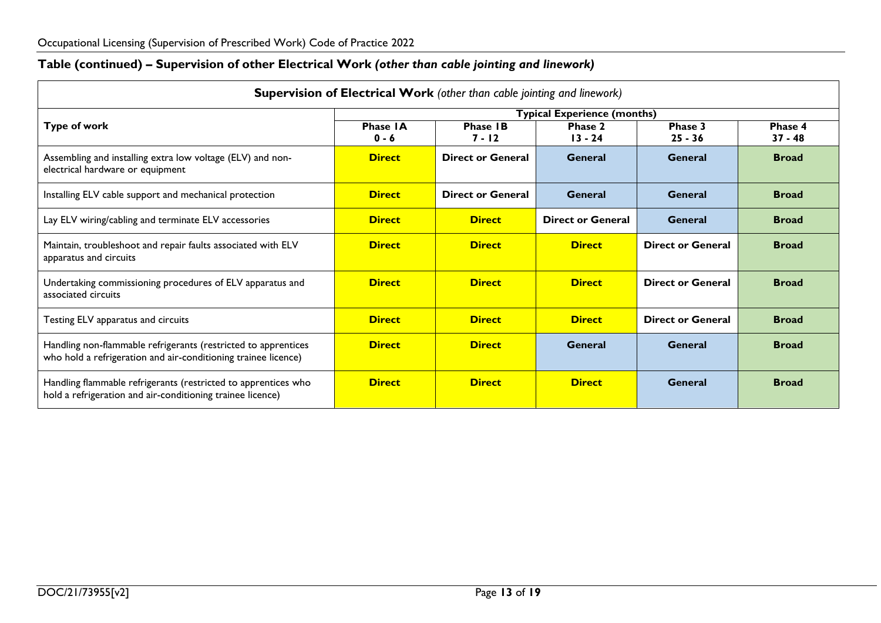## Table (continued) – Supervision of other Electrical Work *(other than cable jointing and linework)*

| **Supervision of Electrical Work** *(other than cable jointing and linework)* | | | | | |
|---|---|---|---|---|---|
| **Type of work** | **Typical Experience (months)** | | | | |
| | **Phase 1A 0 - 6** | **Phase 1B 7 - 12** | **Phase 2 13 - 24** | **Phase 3 25 - 36** | **Phase 4 37 - 48** |
| Assembling and installing extra low voltage (ELV) and non-electrical hardware or equipment | **Direct** | **Direct or General** | **General** | **General** | **Broad** |
| Installing ELV cable support and mechanical protection | **Direct** | **Direct or General** | **General** | **General** | **Broad** |
| Lay ELV wiring/cabling and terminate ELV accessories | **Direct** | **Direct** | **Direct or General** | **General** | **Broad** |
| Maintain, troubleshoot and repair faults associated with ELV apparatus and circuits | **Direct** | **Direct** | **Direct** | **Direct or General** | **Broad** |
| Undertaking commissioning procedures of ELV apparatus and associated circuits | **Direct** | **Direct** | **Direct** | **Direct or General** | **Broad** |
| Testing ELV apparatus and circuits | **Direct** | **Direct** | **Direct** | **Direct or General** | **Broad** |
| Handling non-flammable refrigerants (restricted to apprentices who hold a refrigeration and air-conditioning trainee licence) | **Direct** | **Direct** | **General** | **General** | **Broad** |
| Handling flammable refrigerants (restricted to apprentices who hold a refrigeration and air-conditioning trainee licence) | **Direct** | **Direct** | **Direct** | **General** | **Broad** |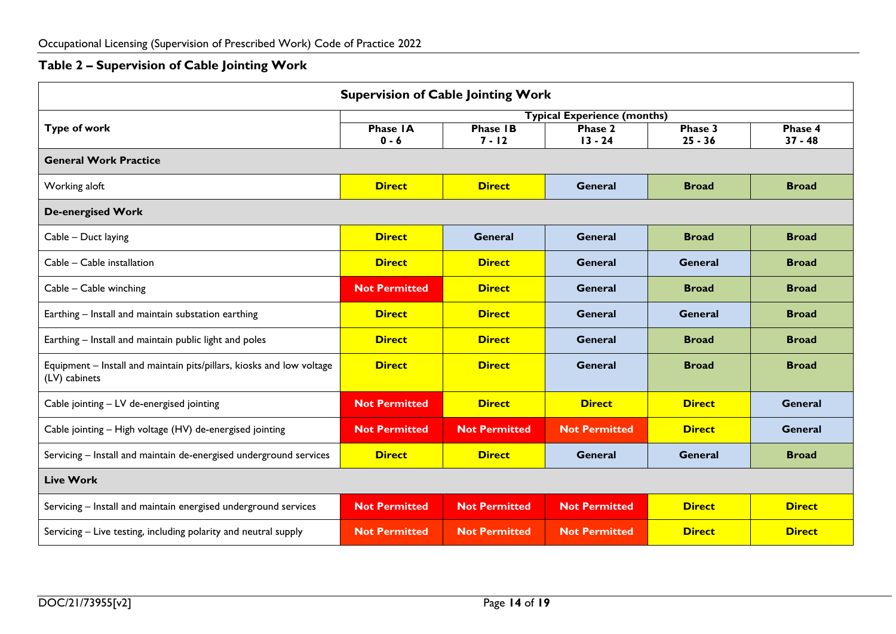## Table 2 – Supervision of Cable Jointing Work

| Supervision of Cable Jointing Work | | | | | |
|---|---|---|---|---|---|
| **Type of work** | **Typical Experience (months)** | | | | |
| | **Phase 1A 0 - 6** | **Phase 1B 7 - 12** | **Phase 2 13 - 24** | **Phase 3 25 - 36** | **Phase 4 37 - 48** |
| **General Work Practice** | | | | | |
| Working aloft | **Direct** | **Direct** | **General** | **Broad** | **Broad** |
| **De-energised Work** | | | | | |
| Cable – Duct laying | **Direct** | **General** | **General** | **Broad** | **Broad** |
| Cable – Cable installation | **Direct** | **Direct** | **General** | **General** | **Broad** |
| Cable – Cable winching | **Not Permitted** | **Direct** | **General** | **Broad** | **Broad** |
| Earthing – Install and maintain substation earthing | **Direct** | **Direct** | **General** | **General** | **Broad** |
| Earthing – Install and maintain public light and poles | **Direct** | **Direct** | **General** | **Broad** | **Broad** |
| Equipment – Install and maintain pits/pillars, kiosks and low voltage (LV) cabinets | **Direct** | **Direct** | **General** | **Broad** | **Broad** |
| Cable jointing – LV de-energised jointing | **Not Permitted** | **Direct** | **Direct** | **Direct** | **General** |
| Cable jointing – High voltage (HV) de-energised jointing | **Not Permitted** | **Not Permitted** | **Not Permitted** | **Direct** | **General** |
| Servicing – Install and maintain de-energised underground services | **Direct** | **Direct** | **General** | **General** | **Broad** |
| **Live Work** | | | | | |
| Servicing – Install and maintain energised underground services | **Not Permitted** | **Not Permitted** | **Not Permitted** | **Direct** | **Direct** |
| Servicing – Live testing, including polarity and neutral supply | **Not Permitted** | **Not Permitted** | **Not Permitted** | **Direct** | **Direct** |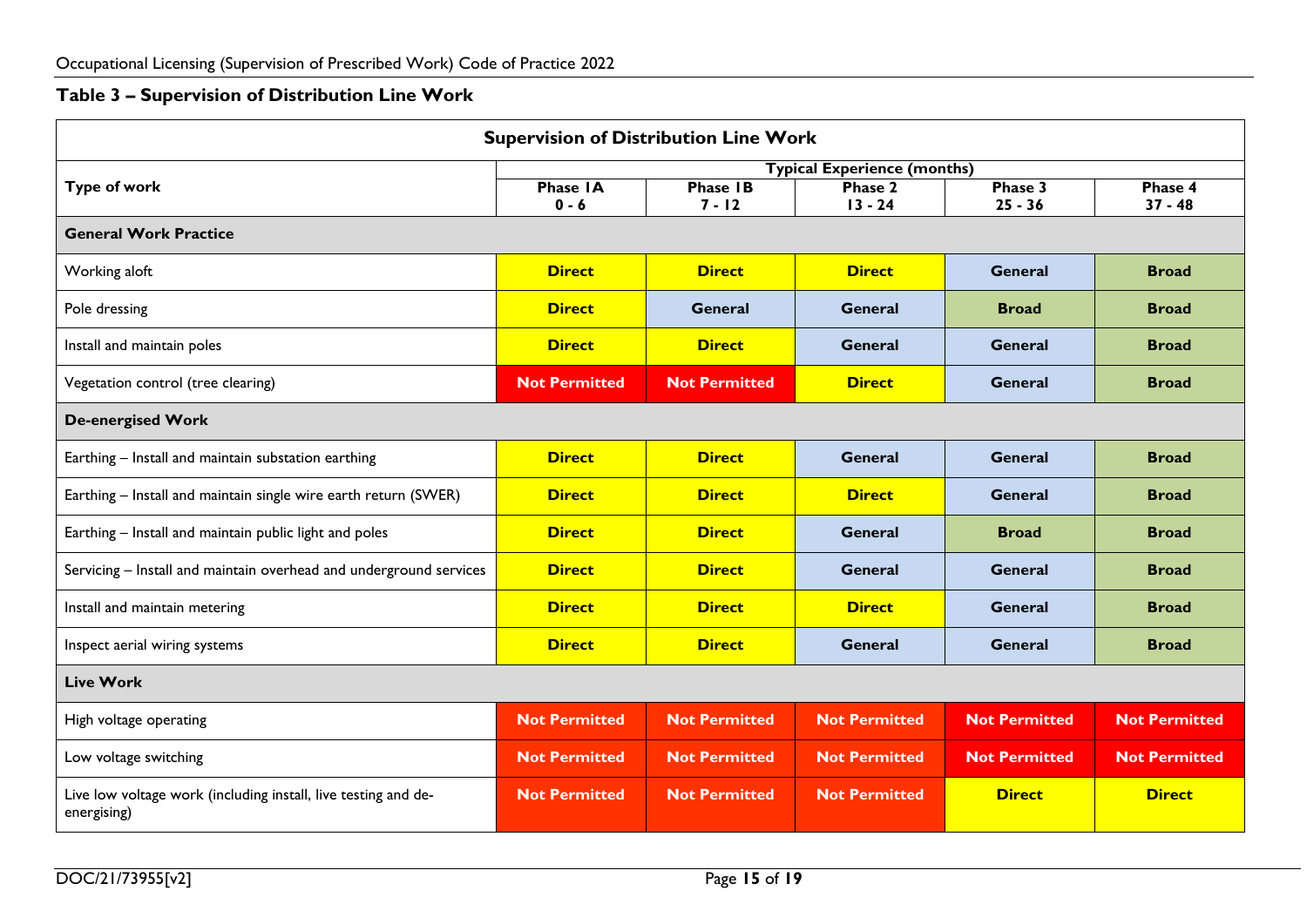## Table 3 – Supervision of Distribution Line Work

| Supervision of Distribution Line Work | | | | | |
|---|---|---|---|---|---|
| **Type of work** | **Typical Experience (months)** | | | | |
| | **Phase 1A 0 - 6** | **Phase 1B 7 - 12** | **Phase 2 13 - 24** | **Phase 3 25 - 36** | **Phase 4 37 - 48** |
| **General Work Practice** | | | | | |
| Working aloft | **Direct** | **Direct** | **Direct** | **General** | **Broad** |
| Pole dressing | **Direct** | **General** | **General** | **Broad** | **Broad** |
| Install and maintain poles | **Direct** | **Direct** | **General** | **General** | **Broad** |
| Vegetation control (tree clearing) | **Not Permitted** | **Not Permitted** | **Direct** | **General** | **Broad** |
| **De-energised Work** | | | | | |
| Earthing – Install and maintain substation earthing | **Direct** | **Direct** | **General** | **General** | **Broad** |
| Earthing – Install and maintain single wire earth return (SWER) | **Direct** | **Direct** | **Direct** | **General** | **Broad** |
| Earthing – Install and maintain public light and poles | **Direct** | **Direct** | **General** | **Broad** | **Broad** |
| Servicing – Install and maintain overhead and underground services | **Direct** | **Direct** | **General** | **General** | **Broad** |
| Install and maintain metering | **Direct** | **Direct** | **Direct** | **General** | **Broad** |
| Inspect aerial wiring systems | **Direct** | **Direct** | **General** | **General** | **Broad** |
| **Live Work** | | | | | |
| High voltage operating | **Not Permitted** | **Not Permitted** | **Not Permitted** | **Not Permitted** | **Not Permitted** |
| Low voltage switching | **Not Permitted** | **Not Permitted** | **Not Permitted** | **Not Permitted** | **Not Permitted** |
| Live low voltage work (including install, live testing and de-energising) | **Not Permitted** | **Not Permitted** | **Not Permitted** | **Direct** | **Direct** |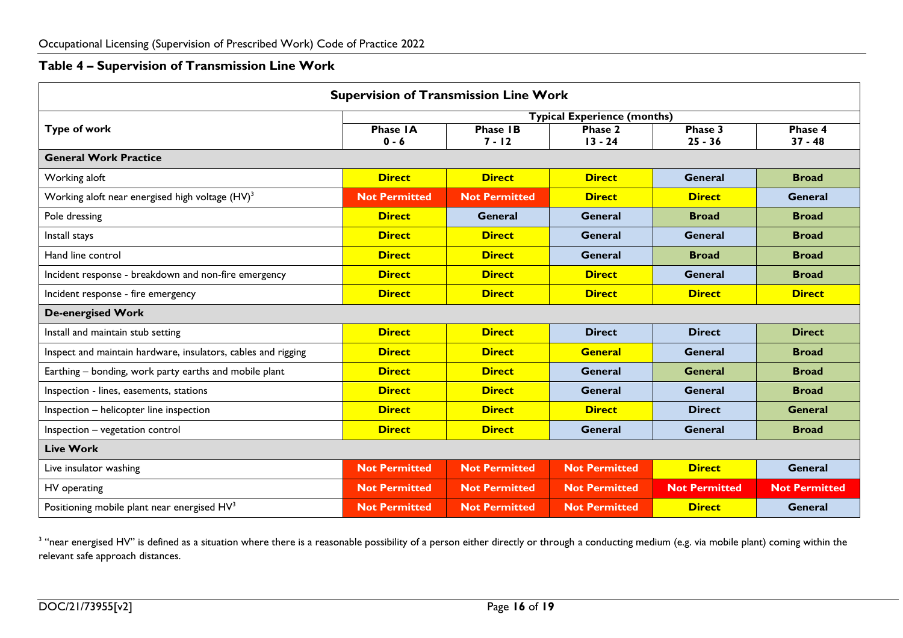## Table 4 – Supervision of Transmission Line Work

| Supervision of Transmission Line Work | | | | | |
|---|---|---|---|---|---|
| **Type of work** | **Typical Experience (months)** | | | | |
| | **Phase 1A 0 - 6** | **Phase 1B 7 - 12** | **Phase 2 13 - 24** | **Phase 3 25 - 36** | **Phase 4 37 - 48** |
| **General Work Practice** | | | | | |
| Working aloft | **Direct** | **Direct** | **Direct** | **General** | **Broad** |
| Working aloft near energised high voltage (HV)[3] | **Not Permitted** | **Not Permitted** | **Direct** | **Direct** | **General** |
| Pole dressing | **Direct** | **General** | **General** | **Broad** | **Broad** |
| Install stays | **Direct** | **Direct** | **General** | **General** | **Broad** |
| Hand line control | **Direct** | **Direct** | **General** | **Broad** | **Broad** |
| Incident response - breakdown and non-fire emergency | **Direct** | **Direct** | **Direct** | **General** | **Broad** |
| Incident response - fire emergency | **Direct** | **Direct** | **Direct** | **Direct** | **Direct** |
| **De-energised Work** | | | | | |
| Install and maintain stub setting | **Direct** | **Direct** | **Direct** | **Direct** | **Direct** |
| Inspect and maintain hardware, insulators, cables and rigging | **Direct** | **Direct** | **General** | **General** | **Broad** |
| Earthing – bonding, work party earths and mobile plant | **Direct** | **Direct** | **General** | **General** | **Broad** |
| Inspection - lines, easements, stations | **Direct** | **Direct** | **General** | **General** | **Broad** |
| Inspection – helicopter line inspection | **Direct** | **Direct** | **Direct** | **Direct** | **General** |
| Inspection – vegetation control | **Direct** | **Direct** | **General** | **General** | **Broad** |
| **Live Work** | | | | | |
| Live insulator washing | **Not Permitted** | **Not Permitted** | **Not Permitted** | **Direct** | **General** |
| HV operating | **Not Permitted** | **Not Permitted** | **Not Permitted** | **Not Permitted** | **Not Permitted** |
| Positioning mobile plant near energised HV[3] | **Not Permitted** | **Not Permitted** | **Not Permitted** | **Direct** | **General** |

[3] "near energised HV" is defined as a situation where there is a reasonable possibility of a person either directly or through a conducting medium (e.g. via mobile plant) coming within the relevant safe approach distances.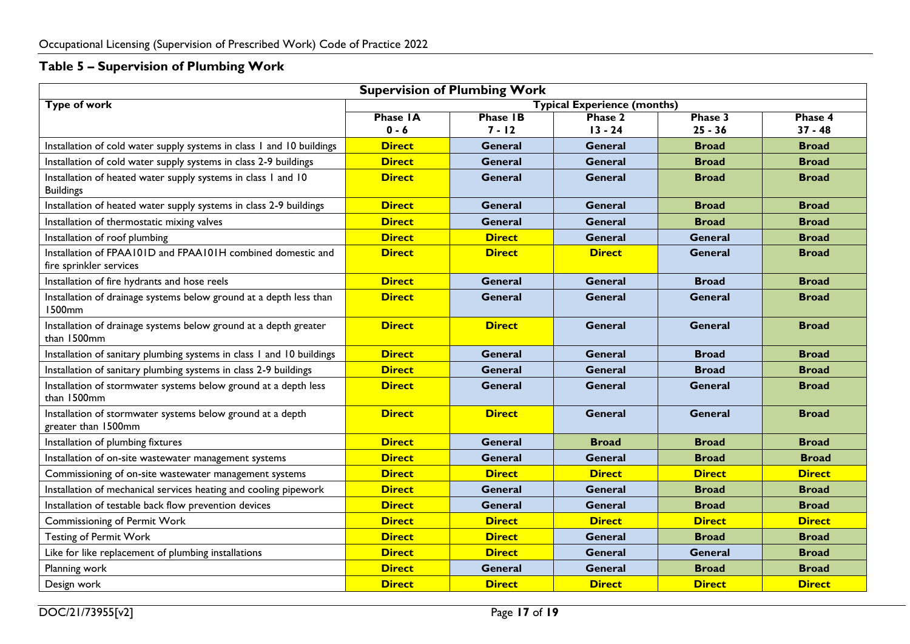## Table 5 – Supervision of Plumbing Work

| Supervision of Plumbing Work | | | | | |
|---|---|---|---|---|---|
| **Type of work** | **Typical Experience (months)** | | | | |
| | **Phase 1A** **0 - 6** | **Phase 1B** **7 - 12** | **Phase 2** **13 - 24** | **Phase 3** **25 - 36** | **Phase 4** **37 - 48** |
| Installation of cold water supply systems in class 1 and 10 buildings | **Direct** | **General** | **General** | **Broad** | **Broad** |
| Installation of cold water supply systems in class 2-9 buildings | **Direct** | **General** | **General** | **Broad** | **Broad** |
| Installation of heated water supply systems in class 1 and 10 Buildings | **Direct** | **General** | **General** | **Broad** | **Broad** |
| Installation of heated water supply systems in class 2-9 buildings | **Direct** | **General** | **General** | **Broad** | **Broad** |
| Installation of thermostatic mixing valves | **Direct** | **General** | **General** | **Broad** | **Broad** |
| Installation of roof plumbing | **Direct** | **Direct** | **General** | **General** | **Broad** |
| Installation of FPAA101D and FPAA101H combined domestic and fire sprinkler services | **Direct** | **Direct** | **Direct** | **General** | **Broad** |
| Installation of fire hydrants and hose reels | **Direct** | **General** | **General** | **Broad** | **Broad** |
| Installation of drainage systems below ground at a depth less than 1500mm | **Direct** | **General** | **General** | **General** | **Broad** |
| Installation of drainage systems below ground at a depth greater than 1500mm | **Direct** | **Direct** | **General** | **General** | **Broad** |
| Installation of sanitary plumbing systems in class 1 and 10 buildings | **Direct** | **General** | **General** | **Broad** | **Broad** |
| Installation of sanitary plumbing systems in class 2-9 buildings | **Direct** | **General** | **General** | **Broad** | **Broad** |
| Installation of stormwater systems below ground at a depth less than 1500mm | **Direct** | **General** | **General** | **General** | **Broad** |
| Installation of stormwater systems below ground at a depth greater than 1500mm | **Direct** | **Direct** | **General** | **General** | **Broad** |
| Installation of plumbing fixtures | **Direct** | **General** | **Broad** | **Broad** | **Broad** |
| Installation of on-site wastewater management systems | **Direct** | **General** | **General** | **Broad** | **Broad** |
| Commissioning of on-site wastewater management systems | **Direct** | **Direct** | **Direct** | **Direct** | **Direct** |
| Installation of mechanical services heating and cooling pipework | **Direct** | **General** | **General** | **Broad** | **Broad** |
| Installation of testable back flow prevention devices | **Direct** | **General** | **General** | **Broad** | **Broad** |
| Commissioning of Permit Work | **Direct** | **Direct** | **Direct** | **Direct** | **Direct** |
| Testing of Permit Work | **Direct** | **Direct** | **General** | **Broad** | **Broad** |
| Like for like replacement of plumbing installations | **Direct** | **Direct** | **General** | **General** | **Broad** |
| Planning work | **Direct** | **General** | **General** | **Broad** | **Broad** |
| Design work | **Direct** | **Direct** | **Direct** | **Direct** | **Direct** |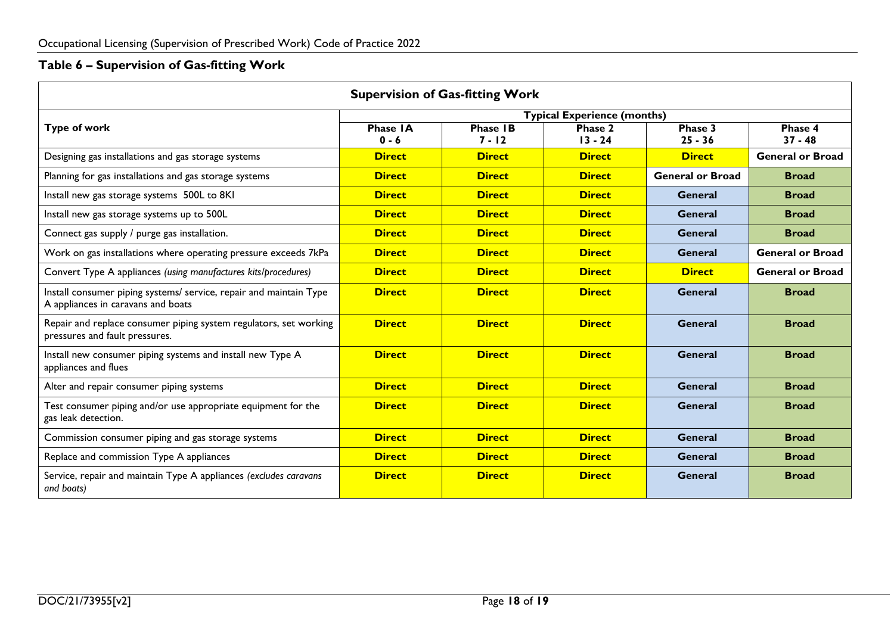## Table 6 – Supervision of Gas-fitting Work

| Supervision of Gas-fitting Work | | | | | |
|---|---|---|---|---|---|
| **Type of work** | **Typical Experience (months)** | | | | |
| | **Phase 1A 0 - 6** | **Phase 1B 7 - 12** | **Phase 2 13 - 24** | **Phase 3 25 - 36** | **Phase 4 37 - 48** |
| Designing gas installations and gas storage systems | **Direct** | **Direct** | **Direct** | **Direct** | **General or Broad** |
| Planning for gas installations and gas storage systems | **Direct** | **Direct** | **Direct** | **General or Broad** | **Broad** |
| Install new gas storage systems 500L to 8Kl | **Direct** | **Direct** | **Direct** | **General** | **Broad** |
| Install new gas storage systems up to 500L | **Direct** | **Direct** | **Direct** | **General** | **Broad** |
| Connect gas supply / purge gas installation. | **Direct** | **Direct** | **Direct** | **General** | **Broad** |
| Work on gas installations where operating pressure exceeds 7kPa | **Direct** | **Direct** | **Direct** | **General** | **General or Broad** |
| Convert Type A appliances *(using manufactures kits/procedures)* | **Direct** | **Direct** | **Direct** | **Direct** | **General or Broad** |
| Install consumer piping systems/ service, repair and maintain Type A appliances in caravans and boats | **Direct** | **Direct** | **Direct** | **General** | **Broad** |
| Repair and replace consumer piping system regulators, set working pressures and fault pressures. | **Direct** | **Direct** | **Direct** | **General** | **Broad** |
| Install new consumer piping systems and install new Type A appliances and flues | **Direct** | **Direct** | **Direct** | **General** | **Broad** |
| Alter and repair consumer piping systems | **Direct** | **Direct** | **Direct** | **General** | **Broad** |
| Test consumer piping and/or use appropriate equipment for the gas leak detection. | **Direct** | **Direct** | **Direct** | **General** | **Broad** |
| Commission consumer piping and gas storage systems | **Direct** | **Direct** | **Direct** | **General** | **Broad** |
| Replace and commission Type A appliances | **Direct** | **Direct** | **Direct** | **General** | **Broad** |
| Service, repair and maintain Type A appliances *(excludes caravans and boats)* | **Direct** | **Direct** | **Direct** | **General** | **Broad** |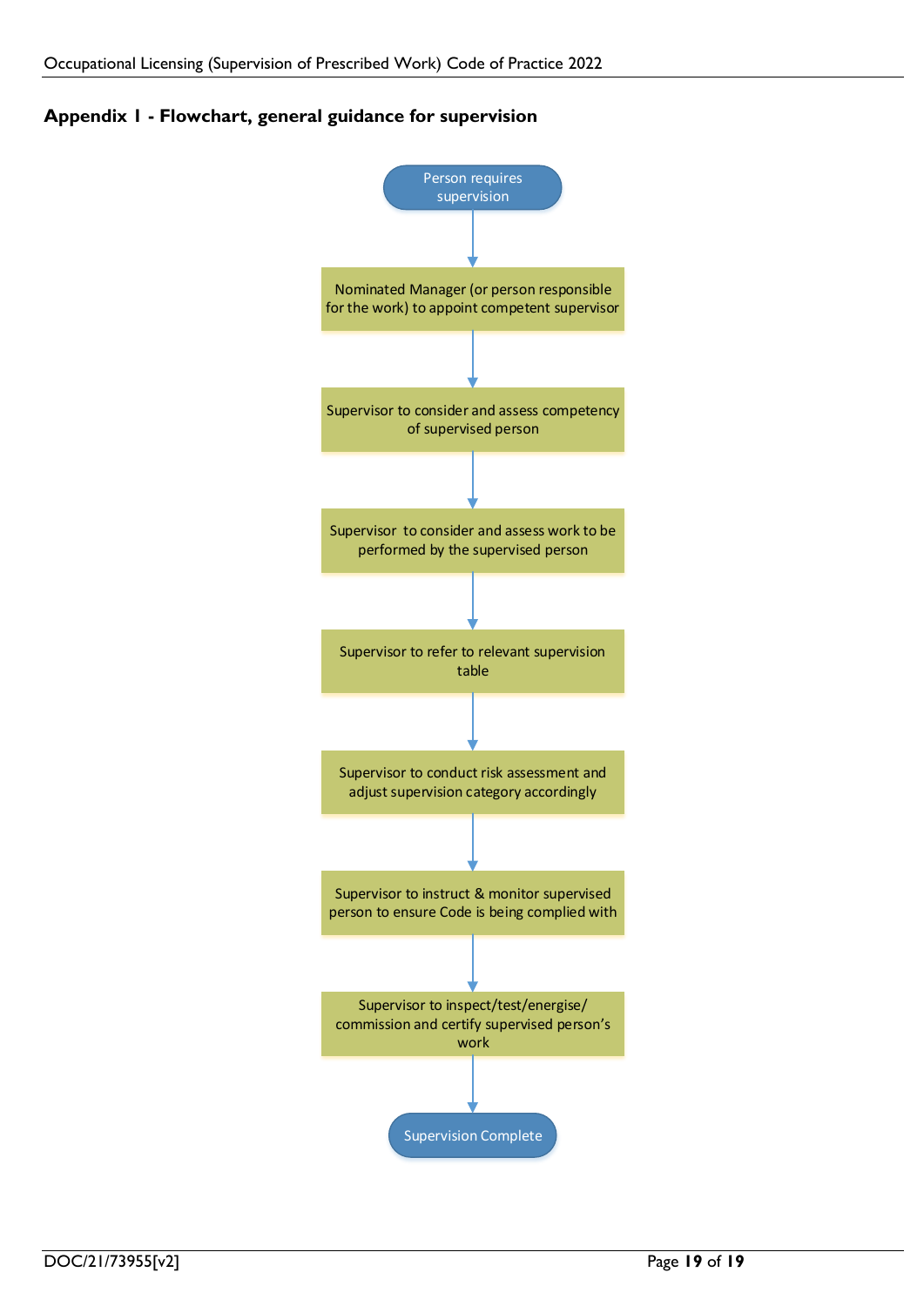## Appendix 1 - Flowchart, general guidance for supervision

Person requires supervision

Nominated Manager (or person responsible for the work) to appoint competent supervisor

Supervisor to consider and assess competency of supervised person

Supervisor to consider and assess work to be performed by the supervised person

Supervisor to refer to relevant supervision table

Supervisor to conduct risk assessment and adjust supervision category accordingly

Supervisor to instruct & monitor supervised person to ensure Code is being complied with

Supervisor to inspect/test/energise/ commission and certify supervised person's work

Supervision Complete